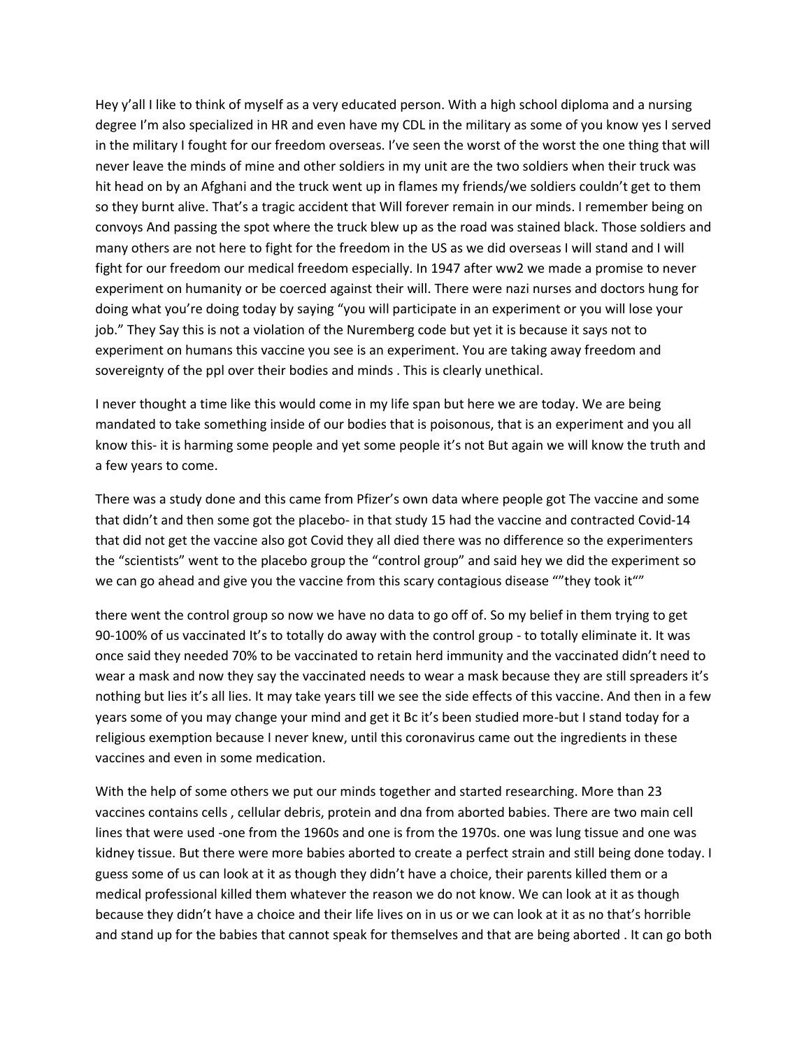Hey y'all I like to think of myself as a very educated person. With a high school diploma and a nursing degree I'm also specialized in HR and even have my CDL in the military as some of you know yes I served in the military I fought for our freedom overseas. I've seen the worst of the worst the one thing that will never leave the minds of mine and other soldiers in my unit are the two soldiers when their truck was hit head on by an Afghani and the truck went up in flames my friends/we soldiers couldn't get to them so they burnt alive. That's a tragic accident that Will forever remain in our minds. I remember being on convoys And passing the spot where the truck blew up as the road was stained black. Those soldiers and many others are not here to fight for the freedom in the US as we did overseas I will stand and I will fight for our freedom our medical freedom especially. In 1947 after ww2 we made a promise to never experiment on humanity or be coerced against their will. There were nazi nurses and doctors hung for doing what you're doing today by saying "you will participate in an experiment or you will lose your job." They Say this is not a violation of the Nuremberg code but yet it is because it says not to experiment on humans this vaccine you see is an experiment. You are taking away freedom and sovereignty of the ppl over their bodies and minds . This is clearly unethical.

I never thought a time like this would come in my life span but here we are today. We are being mandated to take something inside of our bodies that is poisonous, that is an experiment and you all know this- it is harming some people and yet some people it's not But again we will know the truth and a few years to come.

There was a study done and this came from Pfizer's own data where people got The vaccine and some that didn't and then some got the placebo- in that study 15 had the vaccine and contracted Covid-14 that did not get the vaccine also got Covid they all died there was no difference so the experimenters the "scientists" went to the placebo group the "control group" and said hey we did the experiment so we can go ahead and give you the vaccine from this scary contagious disease ""they took it""

there went the control group so now we have no data to go off of. So my belief in them trying to get 90-100% of us vaccinated It's to totally do away with the control group - to totally eliminate it. It was once said they needed 70% to be vaccinated to retain herd immunity and the vaccinated didn't need to wear a mask and now they say the vaccinated needs to wear a mask because they are still spreaders it's nothing but lies it's all lies. It may take years till we see the side effects of this vaccine. And then in a few years some of you may change your mind and get it Bc it's been studied more-but I stand today for a religious exemption because I never knew, until this coronavirus came out the ingredients in these vaccines and even in some medication.

With the help of some others we put our minds together and started researching. More than 23 vaccines contains cells , cellular debris, protein and dna from aborted babies. There are two main cell lines that were used -one from the 1960s and one is from the 1970s. one was lung tissue and one was kidney tissue. But there were more babies aborted to create a perfect strain and still being done today. I guess some of us can look at it as though they didn't have a choice, their parents killed them or a medical professional killed them whatever the reason we do not know. We can look at it as though because they didn't have a choice and their life lives on in us or we can look at it as no that's horrible and stand up for the babies that cannot speak for themselves and that are being aborted . It can go both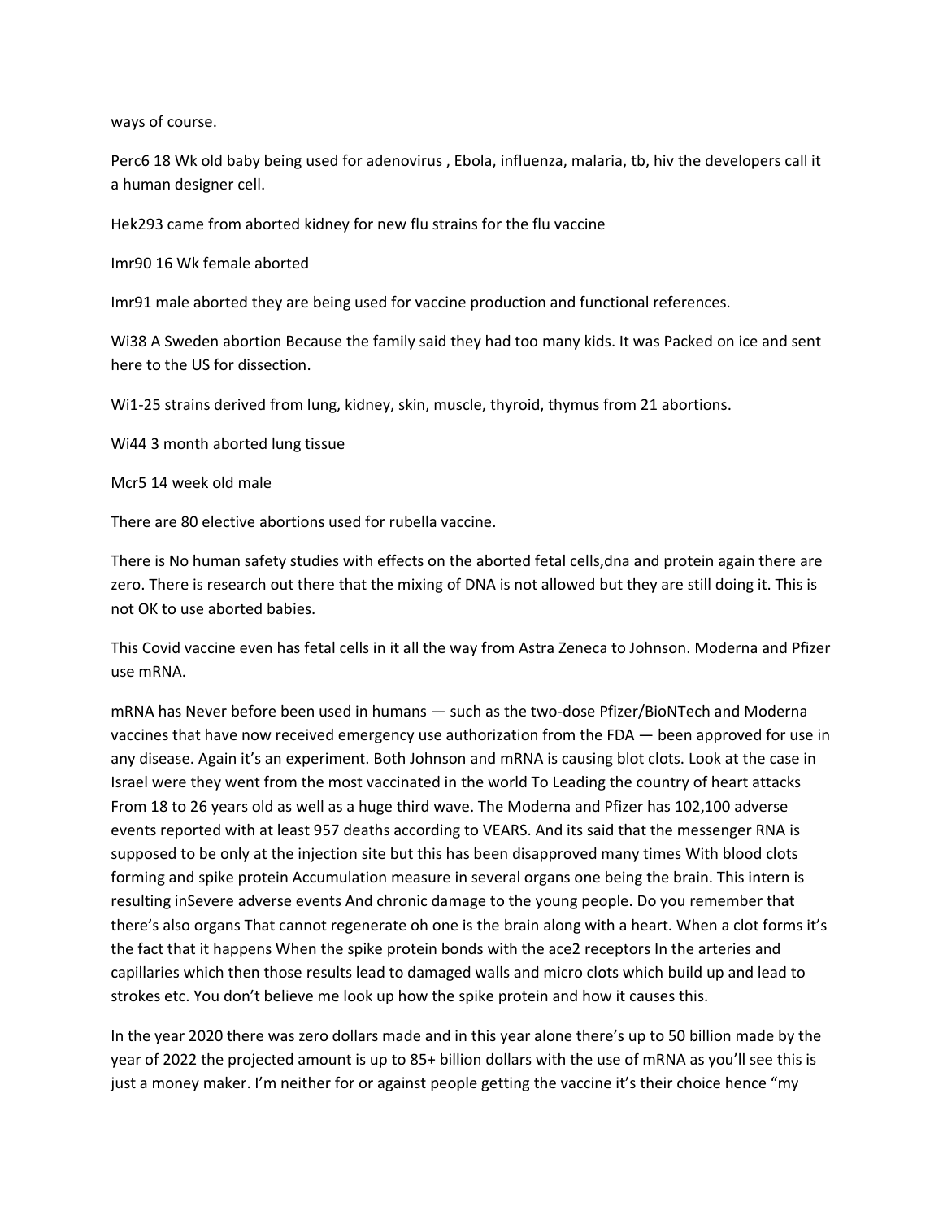ways of course.

Perc6 18 Wk old baby being used for adenovirus , Ebola, influenza, malaria, tb, hiv the developers call it a human designer cell.

Hek293 came from aborted kidney for new flu strains for the flu vaccine

Imr90 16 Wk female aborted

Imr91 male aborted they are being used for vaccine production and functional references.

Wi38 A Sweden abortion Because the family said they had too many kids. It was Packed on ice and sent here to the US for dissection.

Wi1-25 strains derived from lung, kidney, skin, muscle, thyroid, thymus from 21 abortions.

Wi44 3 month aborted lung tissue

Mcr5 14 week old male

There are 80 elective abortions used for rubella vaccine.

There is No human safety studies with effects on the aborted fetal cells,dna and protein again there are zero. There is research out there that the mixing of DNA is not allowed but they are still doing it. This is not OK to use aborted babies.

This Covid vaccine even has fetal cells in it all the way from Astra Zeneca to Johnson. Moderna and Pfizer use mRNA.

mRNA has Never before been used in humans — such as the two-dose Pfizer/BioNTech and Moderna vaccines that have now received emergency use authorization from the FDA — been approved for use in any disease. Again it's an experiment. Both Johnson and mRNA is causing blot clots. Look at the case in Israel were they went from the most vaccinated in the world To Leading the country of heart attacks From 18 to 26 years old as well as a huge third wave. The Moderna and Pfizer has 102,100 adverse events reported with at least 957 deaths according to VEARS. And its said that the messenger RNA is supposed to be only at the injection site but this has been disapproved many times With blood clots forming and spike protein Accumulation measure in several organs one being the brain. This intern is resulting inSevere adverse events And chronic damage to the young people. Do you remember that there's also organs That cannot regenerate oh one is the brain along with a heart. When a clot forms it's the fact that it happens When the spike protein bonds with the ace2 receptors In the arteries and capillaries which then those results lead to damaged walls and micro clots which build up and lead to strokes etc. You don't believe me look up how the spike protein and how it causes this.

In the year 2020 there was zero dollars made and in this year alone there's up to 50 billion made by the year of 2022 the projected amount is up to 85+ billion dollars with the use of mRNA as you'll see this is just a money maker. I'm neither for or against people getting the vaccine it's their choice hence "my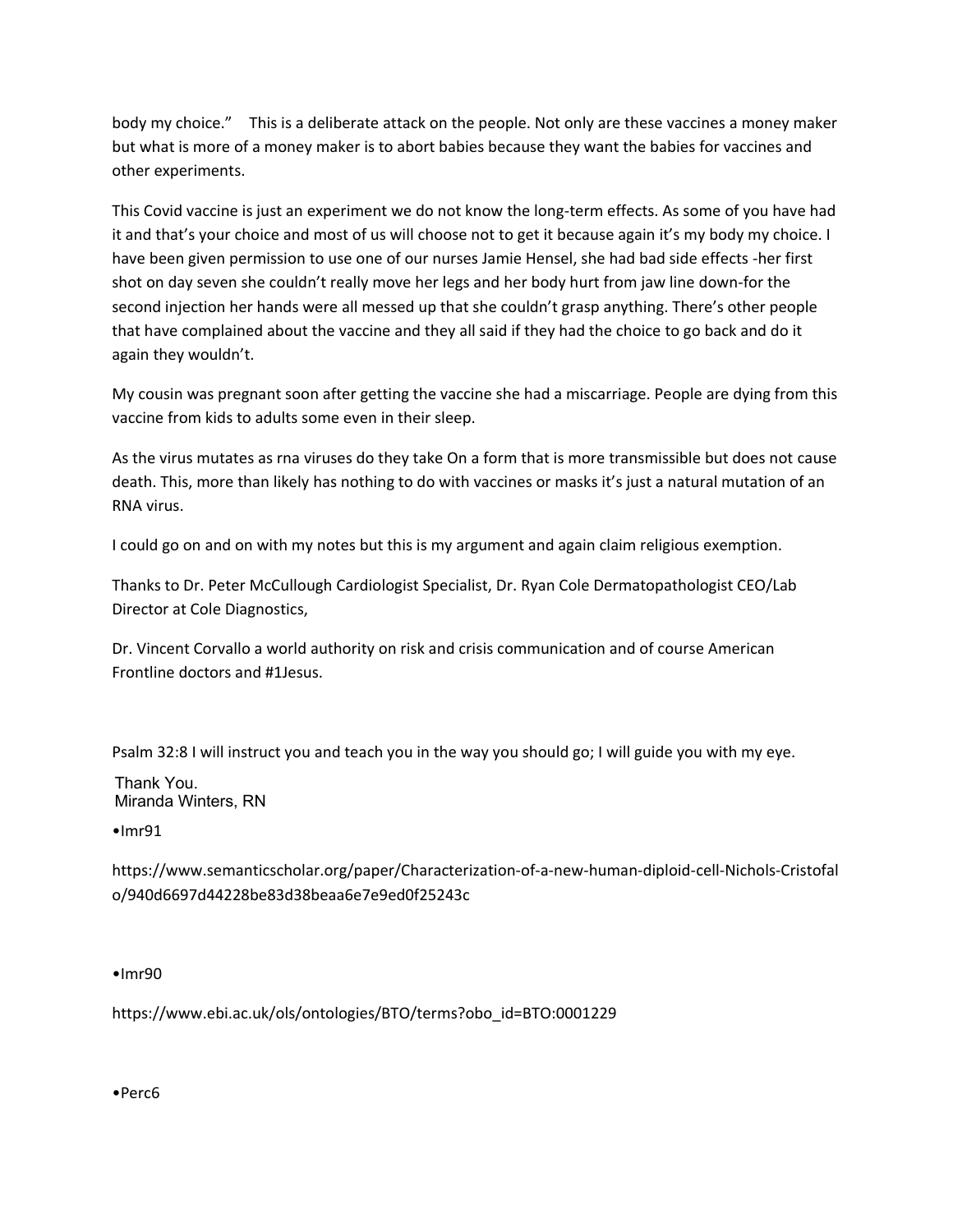body my choice." This is a deliberate attack on the people. Not only are these vaccines a money maker but what is more of a money maker is to abort babies because they want the babies for vaccines and other experiments.

This Covid vaccine is just an experiment we do not know the long-term effects. As some of you have had it and that's your choice and most of us will choose not to get it because again it's my body my choice. I have been given permission to use one of our nurses Jamie Hensel, she had bad side effects -her first shot on day seven she couldn't really move her legs and her body hurt from jaw line down-for the second injection her hands were all messed up that she couldn't grasp anything. There's other people that have complained about the vaccine and they all said if they had the choice to go back and do it again they wouldn't.

My cousin was pregnant soon after getting the vaccine she had a miscarriage. People are dying from this vaccine from kids to adults some even in their sleep.

As the virus mutates as rna viruses do they take On a form that is more transmissible but does not cause death. This, more than likely has nothing to do with vaccines or masks it's just a natural mutation of an RNA virus.

I could go on and on with my notes but this is my argument and again claim religious exemption.

Thanks to Dr. Peter McCullough Cardiologist Specialist, Dr. Ryan Cole Dermatopathologist CEO/Lab Director at Cole Diagnostics,

Dr. Vincent Corvallo a world authority on risk and crisis communication and of course American Frontline doctors and #1Jesus.

Psalm 32:8 I will instruct you and teach you in the way you should go; I will guide you with my eye.

Thank You.
Miranda Winters, RN

•Imr91

https://www.semanticscholar.org/paper/Characterization-of-a-new-human-diploid-cell-Nichols-Cristofalo/940d6697d44228be83d38beaa6e7e9ed0f25243c

•Imr90

https://www.ebi.ac.uk/ols/ontologies/BTO/terms?obo_id=BTO:0001229

•Perc6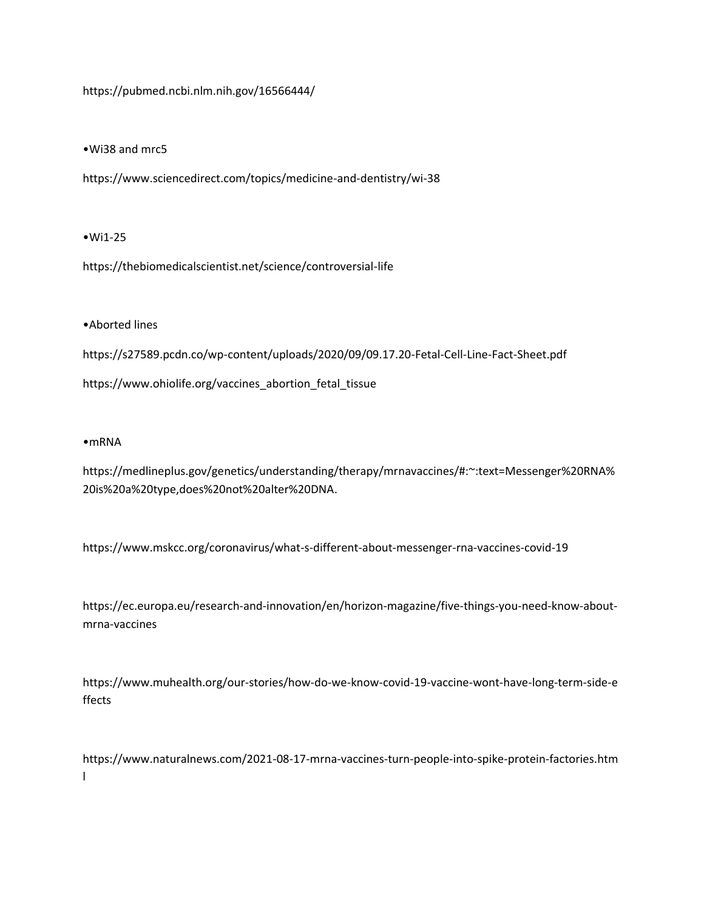https://pubmed.ncbi.nlm.nih.gov/16566444/

•Wi38 and mrc5

https://www.sciencedirect.com/topics/medicine-and-dentistry/wi-38

•Wi1-25

https://thebiomedicalscientist.net/science/controversial-life

•Aborted lines

https://s27589.pcdn.co/wp-content/uploads/2020/09/09.17.20-Fetal-Cell-Line-Fact-Sheet.pdf

https://www.ohiolife.org/vaccines_abortion_fetal_tissue

•mRNA

https://medlineplus.gov/genetics/understanding/therapy/mrnavaccines/#:~:text=Messenger%20RNA%20is%20a%20type,does%20not%20alter%20DNA.

https://www.mskcc.org/coronavirus/what-s-different-about-messenger-rna-vaccines-covid-19

https://ec.europa.eu/research-and-innovation/en/horizon-magazine/five-things-you-need-know-about-mrna-vaccines

https://www.muhealth.org/our-stories/how-do-we-know-covid-19-vaccine-wont-have-long-term-side-effects

https://www.naturalnews.com/2021-08-17-mrna-vaccines-turn-people-into-spike-protein-factories.html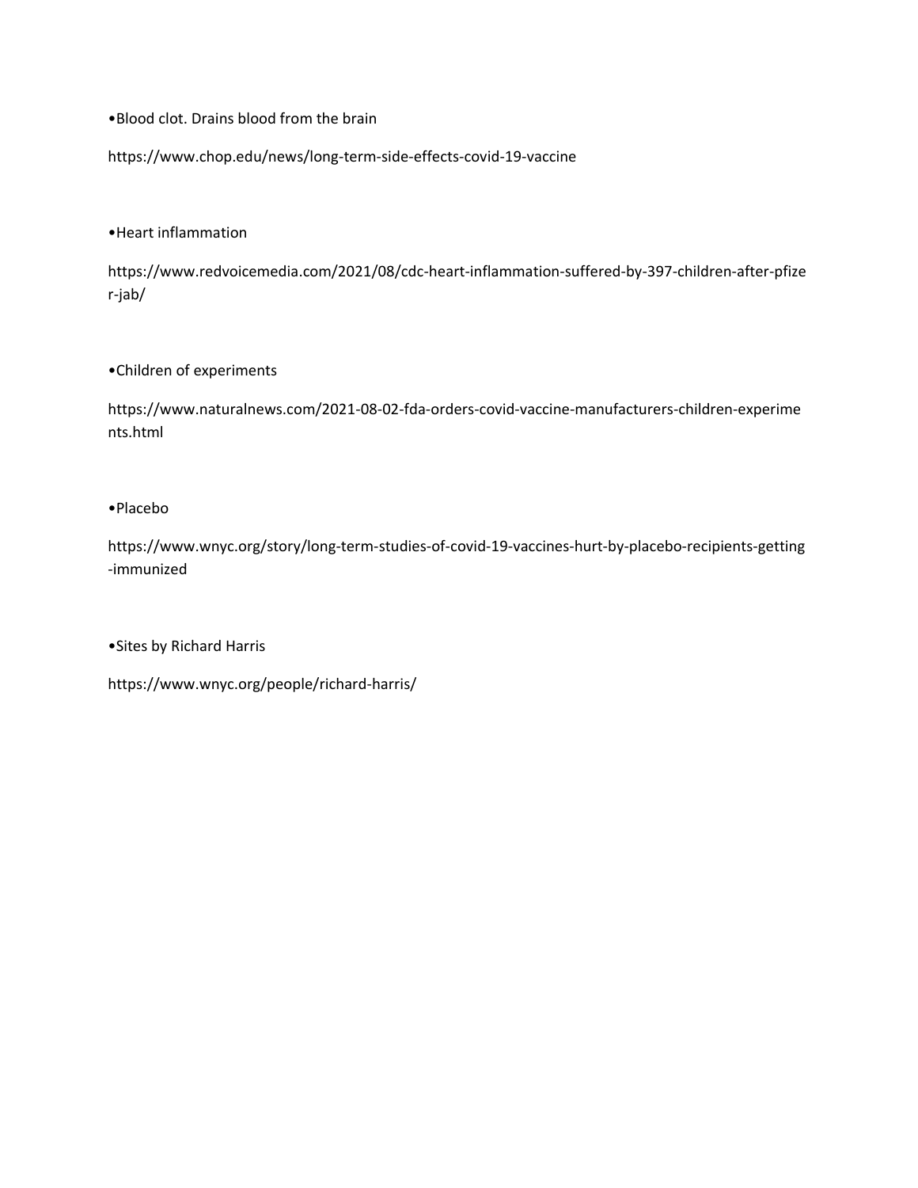•Blood clot. Drains blood from the brain

https://www.chop.edu/news/long-term-side-effects-covid-19-vaccine

•Heart inflammation

https://www.redvoicemedia.com/2021/08/cdc-heart-inflammation-suffered-by-397-children-after-pfizer-jab/

•Children of experiments

https://www.naturalnews.com/2021-08-02-fda-orders-covid-vaccine-manufacturers-children-experiments.html

•Placebo

https://www.wnyc.org/story/long-term-studies-of-covid-19-vaccines-hurt-by-placebo-recipients-getting-immunized

•Sites by Richard Harris

https://www.wnyc.org/people/richard-harris/